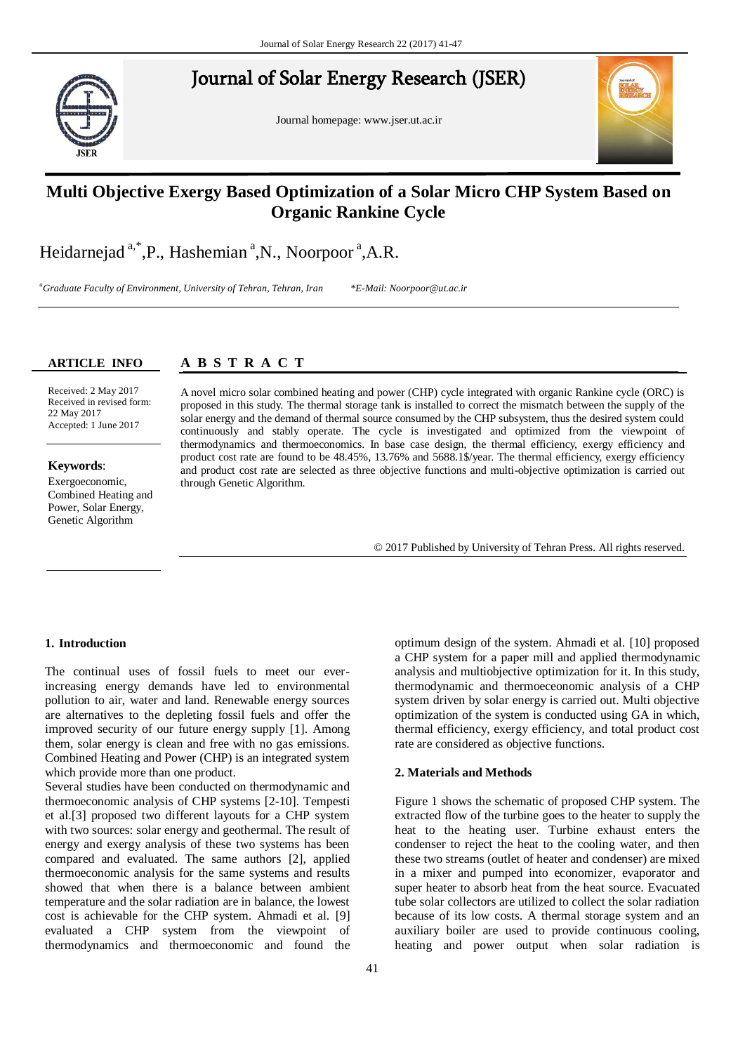# Multi Objective Exergy Based Optimization of a Solar Micro CHP System Based on Organic Rankine Cycle

Heidarnejad [a,*], P., Hashemian [a], N., Noorpoor [a], A.R.

[a] *Graduate Faculty of Environment, University of Tehran, Tehran, Iran* &nbsp;&nbsp;&nbsp; *\*E-Mail: Noorpoor@ut.ac.ir*

**ARTICLE INFO**

Received: 2 May 2017
Received in revised form: 22 May 2017
Accepted: 1 June 2017

**Keywords**:
Exergoeconomic,
Combined Heating and Power,
Solar Energy,
Genetic Algorithm

## ABSTRACT

A novel micro solar combined heating and power (CHP) cycle integrated with organic Rankine cycle (ORC) is proposed in this study. The thermal storage tank is installed to correct the mismatch between the supply of the solar energy and the demand of thermal source consumed by the CHP subsystem, thus the desired system could continuously and stably operate. The cycle is investigated and optimized from the viewpoint of thermodynamics and thermoeconomics. In base case design, the thermal efficiency, exergy efficiency and product cost rate are found to be 48.45%, 13.76% and 5688.1$/year. The thermal efficiency, exergy efficiency and product cost rate are selected as three objective functions and multi-objective optimization is carried out through Genetic Algorithm.

© 2017 Published by University of Tehran Press. All rights reserved.

## 1. Introduction

The continual uses of fossil fuels to meet our ever-increasing energy demands have led to environmental pollution to air, water and land. Renewable energy sources are alternatives to the depleting fossil fuels and offer the improved security of our future energy supply [1]. Among them, solar energy is clean and free with no gas emissions. Combined Heating and Power (CHP) is an integrated system which provide more than one product.

Several studies have been conducted on thermodynamic and thermoeconomic analysis of CHP systems [2-10]. Tempesti et al.[3] proposed two different layouts for a CHP system with two sources: solar energy and geothermal. The result of energy and exergy analysis of these two systems has been compared and evaluated. The same authors [2], applied thermoeconomic analysis for the same systems and results showed that when there is a balance between ambient temperature and the solar radiation are in balance, the lowest cost is achievable for the CHP system. Ahmadi et al. [9] evaluated a CHP system from the viewpoint of thermodynamics and thermoeconomic and found the optimum design of the system. Ahmadi et al. [10] proposed a CHP system for a paper mill and applied thermodynamic analysis and multiobjective optimization for it. In this study, thermodynamic and thermoeceonomic analysis of a CHP system driven by solar energy is carried out. Multi objective optimization of the system is conducted using GA in which, thermal efficiency, exergy efficiency, and total product cost rate are considered as objective functions.

## 2. Materials and Methods

Figure 1 shows the schematic of proposed CHP system. The extracted flow of the turbine goes to the heater to supply the heat to the heating user. Turbine exhaust enters the condenser to reject the heat to the cooling water, and then these two streams (outlet of heater and condenser) are mixed in a mixer and pumped into economizer, evaporator and super heater to absorb heat from the heat source. Evacuated tube solar collectors are utilized to collect the solar radiation because of its low costs. A thermal storage system and an auxiliary boiler are used to provide continuous cooling, heating and power output when solar radiation is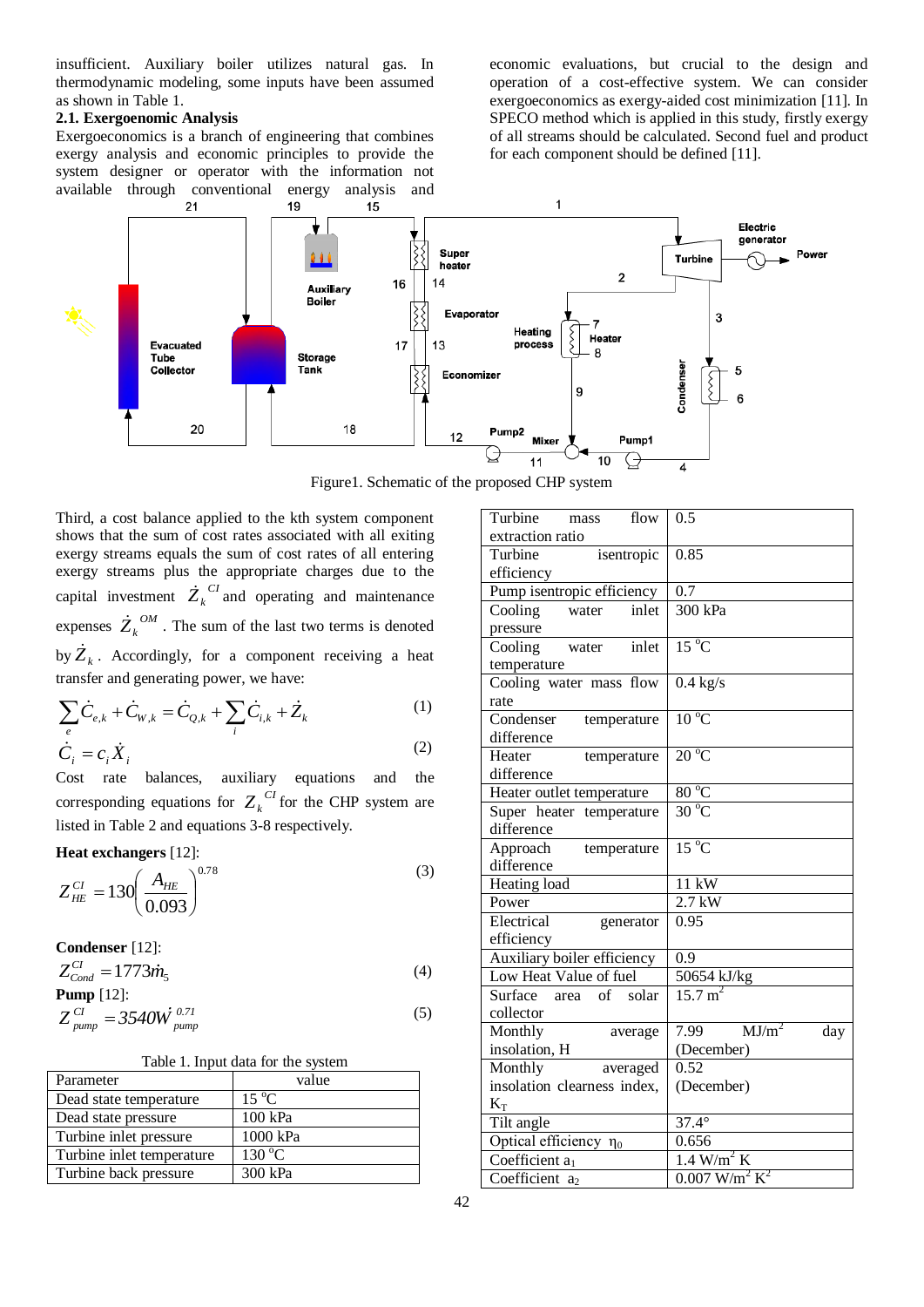insufficient. Auxiliary boiler utilizes natural gas. In thermodynamic modeling, some inputs have been assumed as shown in Table 1.

## 2.1. Exergoenomic Analysis

Exergoeconomics is a branch of engineering that combines exergy analysis and economic principles to provide the system designer or operator with the information not available through conventional energy analysis and economic evaluations, but crucial to the design and operation of a cost-effective system. We can consider exergoeconomics as exergy-aided cost minimization [11]. In SPECO method which is applied in this study, firstly exergy of all streams should be calculated. Second fuel and product for each component should be defined [11].

Figure1. Schematic of the proposed CHP system

Third, a cost balance applied to the kth system component shows that the sum of cost rates associated with all exiting exergy streams equals the sum of cost rates of all entering exergy streams plus the appropriate charges due to the capital investment $\dot{Z}_k^{CI}$ and operating and maintenance expenses $\dot{Z}_k^{OM}$. The sum of the last two terms is denoted by $\dot{Z}_k$. Accordingly, for a component receiving a heat transfer and generating power, we have:

$$\sum_e \dot{C}_{e,k} + \dot{C}_{W,k} = \dot{C}_{Q,k} + \sum_i \dot{C}_{i,k} + \dot{Z}_k \quad (1)$$

$$\dot{C}_i = c_i \dot{X}_i \quad (2)$$

Cost rate balances, auxiliary equations and the corresponding equations for $Z_k^{CI}$ for the CHP system are listed in Table 2 and equations 3-8 respectively.

**Heat exchangers** [12]:

$$Z_{HE}^{CI} = 130\left(\frac{A_{HE}}{0.093}\right)^{0.78} \quad (3)$$

**Condenser** [12]:

$$Z_{Cond}^{CI} = 1773\dot{m}_5 \quad (4)$$

**Pump** [12]:

$$Z_{pump}^{CI} = 3540\dot{W}_{pump}^{0.71} \quad (5)$$

Table 1. Input data for the system

| Parameter | value |
|---|---|
| Dead state temperature | 15 °C |
| Dead state pressure | 100 kPa |
| Turbine inlet pressure | 1000 kPa |
| Turbine inlet temperature | 130 °C |
| Turbine back pressure | 300 kPa |
| Turbine mass flow extraction ratio | 0.5 |
| Turbine isentropic efficiency | 0.85 |
| Pump isentropic efficiency | 0.7 |
| Cooling water inlet pressure | 300 kPa |
| Cooling water inlet temperature | 15 °C |
| Cooling water mass flow rate | 0.4 kg/s |
| Condenser temperature difference | 10 °C |
| Heater temperature difference | 20 °C |
| Heater outlet temperature | 80 °C |
| Super heater temperature difference | 30 °C |
| Approach temperature difference | 15 °C |
| Heating load | 11 kW |
| Power | 2.7 kW |
| Electrical generator efficiency | 0.95 |
| Auxiliary boiler efficiency | 0.9 |
| Low Heat Value of fuel | 50654 kJ/kg |
| Surface area of solar collector | 15.7 m$^2$ |
| Monthly average insolation, H | 7.99 MJ/m$^2$ day (December) |
| Monthly averaged insolation clearness index, $K_T$ | 0.52 (December) |
| Tilt angle | 37.4° |
| Optical efficiency $\eta_0$ | 0.656 |
| Coefficient $a_1$ | 1.4 W/m$^2$ K |
| Coefficient $a_2$ | 0.007 W/m$^2$ K$^2$ |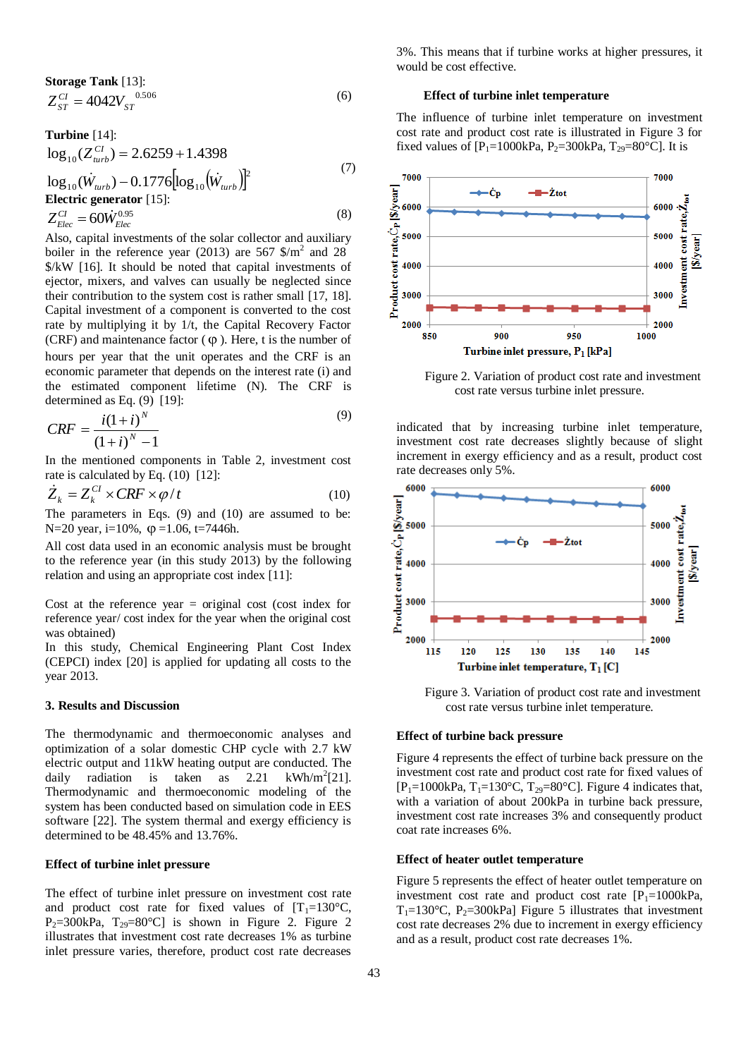**Storage Tank** [13]:

$$Z_{ST}^{CI} = 4042 V_{ST}^{0.506} \tag{6}$$

**Turbine** [14]:

$$\log_{10}(Z_{turb}^{CI}) = 2.6259 + 1.4398 \log_{10}(\dot{W}_{turb}) - 0.1776\left[\log_{10}\left(\dot{W}_{turb}\right)\right]^2 \tag{7}$$

**Electric generator** [15]:

$$Z_{Elec}^{CI} = 60 \dot{W}_{Elec}^{0.95} \tag{8}$$

Also, capital investments of the solar collector and auxiliary boiler in the reference year (2013) are 567 $/m$^2$ and 28 $/kW [16]. It should be noted that capital investments of ejector, mixers, and valves can usually be neglected since their contribution to the system cost is rather small [17, 18]. Capital investment of a component is converted to the cost rate by multiplying it by 1/t, the Capital Recovery Factor (CRF) and maintenance factor ( φ ). Here, t is the number of hours per year that the unit operates and the CRF is an economic parameter that depends on the interest rate (i) and the estimated component lifetime (N). The CRF is determined as Eq. (9) [19]:

$$CRF = \frac{i(1+i)^N}{(1+i)^N - 1} \tag{9}$$

In the mentioned components in Table 2, investment cost rate is calculated by Eq. (10) [12]:

$$\dot{Z}_k = Z_k^{CI} \times CRF \times \varphi / t \tag{10}$$

The parameters in Eqs. (9) and (10) are assumed to be: N=20 year, i=10%, φ =1.06, t=7446h.

All cost data used in an economic analysis must be brought to the reference year (in this study 2013) by the following relation and using an appropriate cost index [11]:

Cost at the reference year = original cost (cost index for reference year/ cost index for the year when the original cost was obtained)

In this study, Chemical Engineering Plant Cost Index (CEPCI) index [20] is applied for updating all costs to the year 2013.

## 3. Results and Discussion

The thermodynamic and thermoeconomic analyses and optimization of a solar domestic CHP cycle with 2.7 kW electric output and 11kW heating output are conducted. The daily radiation is taken as 2.21 kWh/m$^2$[21]. Thermodynamic and thermoeconomic modeling of the system has been conducted based on simulation code in EES software [22]. The system thermal and exergy efficiency is determined to be 48.45% and 13.76%.

### Effect of turbine inlet pressure

The effect of turbine inlet pressure on investment cost rate and product cost rate for fixed values of [$T_1$=130°C, $P_2$=300kPa, $T_{29}$=80°C] is shown in Figure 2. Figure 2 illustrates that investment cost rate decreases 1% as turbine inlet pressure varies, therefore, product cost rate decreases 3%. This means that if turbine works at higher pressures, it would be cost effective.

Figure 2. Variation of product cost rate and investment cost rate versus turbine inlet pressure.

### Effect of turbine inlet temperature

The influence of turbine inlet temperature on investment cost rate and product cost rate is illustrated in Figure 3 for fixed values of [$P_1$=1000kPa, $P_2$=300kPa, $T_{29}$=80°C]. It is indicated that by increasing turbine inlet temperature, investment cost rate decreases slightly because of slight increment in exergy efficiency and as a result, product cost rate decreases only 5%.

Figure 3. Variation of product cost rate and investment cost rate versus turbine inlet temperature.

### Effect of turbine back pressure

Figure 4 represents the effect of turbine back pressure on the investment cost rate and product cost rate for fixed values of [$P_1$=1000kPa, $T_1$=130°C, $T_{29}$=80°C]. Figure 4 indicates that, with a variation of about 200kPa in turbine back pressure, investment cost rate increases 3% and consequently product coat rate increases 6%.

### Effect of heater outlet temperature

Figure 5 represents the effect of heater outlet temperature on investment cost rate and product cost rate [$P_1$=1000kPa, $T_1$=130°C, $P_2$=300kPa] Figure 5 illustrates that investment cost rate decreases 2% due to increment in exergy efficiency and as a result, product cost rate decreases 1%.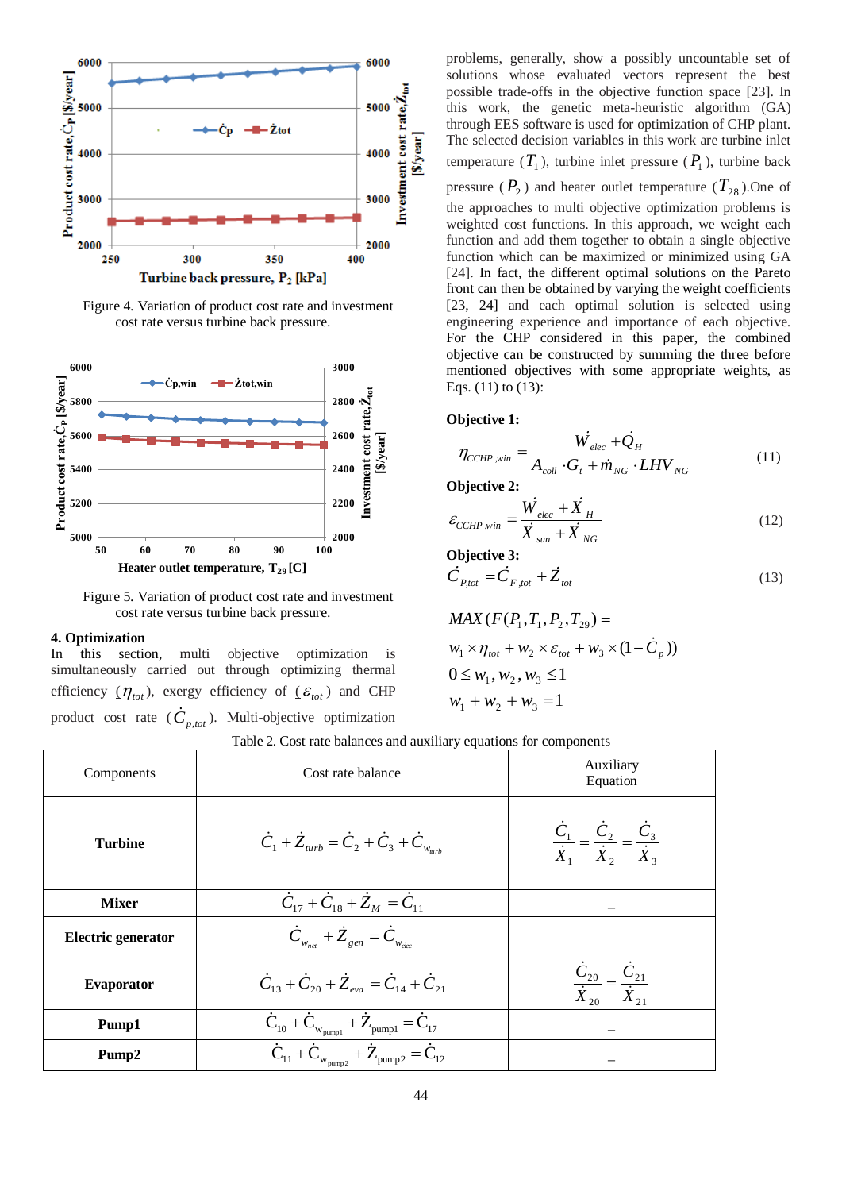Figure 4. Variation of product cost rate and investment cost rate versus turbine back pressure.

Figure 5. Variation of product cost rate and investment cost rate versus turbine back pressure.

## 4. Optimization

In this section, multi objective optimization is simultaneously carried out through optimizing thermal efficiency ($\eta_{tot}$), exergy efficiency of ($\varepsilon_{tot}$) and CHP product cost rate ($\dot{C}_{p,tot}$). Multi-objective optimization problems, generally, show a possibly uncountable set of solutions whose evaluated vectors represent the best possible trade-offs in the objective function space [23]. In this work, the genetic meta-heuristic algorithm (GA) through EES software is used for optimization of CHP plant. The selected decision variables in this work are turbine inlet temperature ($T_1$), turbine inlet pressure ($P_1$), turbine back pressure ($P_2$) and heater outlet temperature ($T_{28}$).One of the approaches to multi objective optimization problems is weighted cost functions. In this approach, we weight each function and add them together to obtain a single objective function which can be maximized or minimized using GA [24]. In fact, the different optimal solutions on the Pareto front can then be obtained by varying the weight coefficients [23, 24] and each optimal solution is selected using engineering experience and importance of each objective. For the CHP considered in this paper, the combined objective can be constructed by summing the three before mentioned objectives with some appropriate weights, as Eqs. (11) to (13):

**Objective 1:**

$$\eta_{CCHP,win} = \frac{\dot{W}_{elec} + \dot{Q}_H}{A_{coll} \cdot G_t + \dot{m}_{NG} \cdot LHV_{NG}} \tag{11}$$

**Objective 2:**

$$\varepsilon_{CCHP,win} = \frac{\dot{W}_{elec} + \dot{X}_H}{\dot{X}_{sun} + \dot{X}_{NG}} \tag{12}$$

**Objective 3:**

$$\dot{C}_{P,tot} = \dot{C}_{F,tot} + \dot{Z}_{tot} \tag{13}$$

$$MAX\,(F(P_1, T_1, P_2, T_{29}) =$$
$$w_1 \times \eta_{tot} + w_2 \times \varepsilon_{tot} + w_3 \times (1 - \dot{C}_p))$$
$$0 \le w_1, w_2, w_3 \le 1$$
$$w_1 + w_2 + w_3 = 1$$

Table 2. Cost rate balances and auxiliary equations for components

| Components | Cost rate balance | Auxiliary Equation |
|---|---|---|
| **Turbine** | $\dot{C}_1 + \dot{Z}_{turb} = \dot{C}_2 + \dot{C}_3 + \dot{C}_{w_{turb}}$ | $\frac{\dot{C}_1}{\dot{X}_1} = \frac{\dot{C}_2}{\dot{X}_2} = \frac{\dot{C}_3}{\dot{X}_3}$ |
| **Mixer** | $\dot{C}_{17} + \dot{C}_{18} + \dot{Z}_M = \dot{C}_{11}$ | – |
| **Electric generator** | $\dot{C}_{w_{net}} + \dot{Z}_{gen} = \dot{C}_{w_{elec}}$ | |
| **Evaporator** | $\dot{C}_{13} + \dot{C}_{20} + \dot{Z}_{eva} = \dot{C}_{14} + \dot{C}_{21}$ | $\frac{\dot{C}_{20}}{\dot{X}_{20}} = \frac{\dot{C}_{21}}{\dot{X}_{21}}$ |
| **Pump1** | $\dot{C}_{10} + \dot{C}_{w_{pump1}} + \dot{Z}_{pump1} = \dot{C}_{17}$ | – |
| **Pump2** | $\dot{C}_{11} + \dot{C}_{w_{pump2}} + \dot{Z}_{pump2} = \dot{C}_{12}$ | – |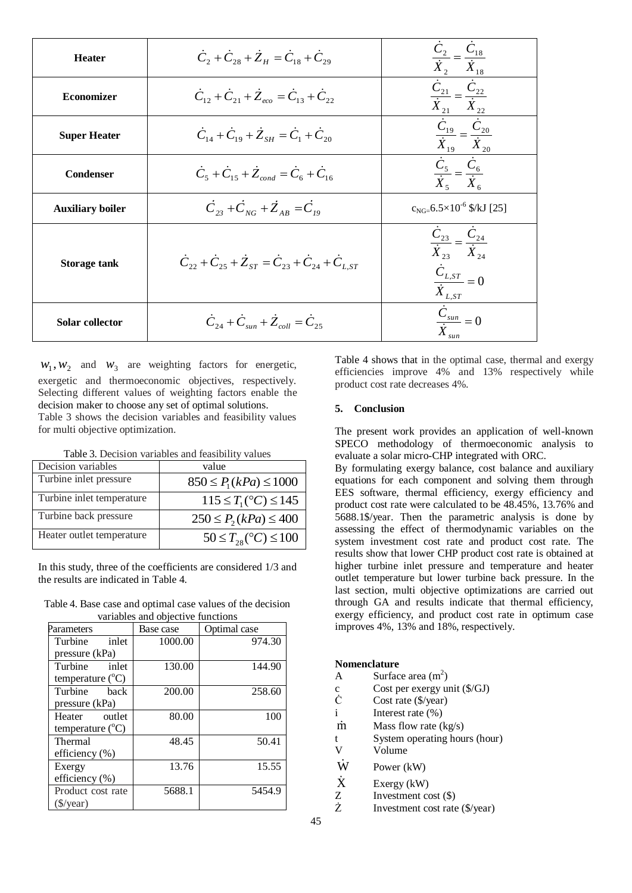| Heater | $\dot{C}_2 + \dot{C}_{28} + \dot{Z}_H = \dot{C}_{18} + \dot{C}_{29}$ | $\frac{\dot{C}_2}{\dot{X}_2} = \frac{\dot{C}_{18}}{\dot{X}_{18}}$ |
|---|---|---|
| Economizer | $\dot{C}_{12} + \dot{C}_{21} + \dot{Z}_{eco} = \dot{C}_{13} + \dot{C}_{22}$ | $\frac{\dot{C}_{21}}{\dot{X}_{21}} = \frac{\dot{C}_{22}}{\dot{X}_{22}}$ |
| Super Heater | $\dot{C}_{14} + \dot{C}_{19} + \dot{Z}_{SH} = \dot{C}_1 + \dot{C}_{20}$ | $\frac{\dot{C}_{19}}{\dot{X}_{19}} = \frac{\dot{C}_{20}}{\dot{X}_{20}}$ |
| Condenser | $\dot{C}_5 + \dot{C}_{15} + \dot{Z}_{cond} = \dot{C}_6 + \dot{C}_{16}$ | $\frac{\dot{C}_5}{\dot{X}_5} = \frac{\dot{C}_6}{\dot{X}_6}$ |
| Auxiliary boiler | $\dot{C}_{23} + \dot{C}_{NG} + \dot{Z}_{AB} = \dot{C}_{19}$ | $c_{NG}=6.5\times10^{-6}$ \$/kJ [25] |
| Storage tank | $\dot{C}_{22} + \dot{C}_{25} + \dot{Z}_{ST} = \dot{C}_{23} + \dot{C}_{24} + \dot{C}_{L,ST}$ | $\frac{\dot{C}_{23}}{\dot{X}_{23}} = \frac{\dot{C}_{24}}{\dot{X}_{24}}$, $\frac{\dot{C}_{L,ST}}{\dot{X}_{L,ST}} = 0$ |
| Solar collector | $\dot{C}_{24} + \dot{C}_{sun} + \dot{Z}_{coll} = \dot{C}_{25}$ | $\frac{\dot{C}_{sun}}{\dot{X}_{sun}} = 0$ |

$w_1, w_2$ and $w_3$ are weighting factors for energetic, exergetic and thermoeconomic objectives, respectively. Selecting different values of weighting factors enable the decision maker to choose any set of optimal solutions.
Table 3 shows the decision variables and feasibility values for multi objective optimization.

Table 3. Decision variables and feasibility values

| Decision variables | value |
|---|---|
| Turbine inlet pressure | $850 \le P_1(kPa) \le 1000$ |
| Turbine inlet temperature | $115 \le T_1(°C) \le 145$ |
| Turbine back pressure | $250 \le P_2(kPa) \le 400$ |
| Heater outlet temperature | $50 \le T_{28}(°C) \le 100$ |

In this study, three of the coefficients are considered 1/3 and the results are indicated in Table 4.

Table 4. Base case and optimal case values of the decision variables and objective functions

| Parameters | Base case | Optimal case |
|---|---|---|
| Turbine inlet pressure (kPa) | 1000.00 | 974.30 |
| Turbine inlet temperature (°C) | 130.00 | 144.90 |
| Turbine back pressure (kPa) | 200.00 | 258.60 |
| Heater outlet temperature (°C) | 80.00 | 100 |
| Thermal efficiency (%) | 48.45 | 50.41 |
| Exergy efficiency (%) | 13.76 | 15.55 |
| Product cost rate (\$/year) | 5688.1 | 5454.9 |

Table 4 shows that in the optimal case, thermal and exergy efficiencies improve 4% and 13% respectively while product cost rate decreases 4%.

## 5. Conclusion

The present work provides an application of well-known SPECO methodology of thermoeconomic analysis to evaluate a solar micro-CHP integrated with ORC.
By formulating exergy balance, cost balance and auxiliary equations for each component and solving them through EES software, thermal efficiency, exergy efficiency and product cost rate were calculated to be 48.45%, 13.76% and 5688.1\$/year. Then the parametric analysis is done by assessing the effect of thermodynamic variables on the system investment cost rate and product cost rate. The results show that lower CHP product cost rate is obtained at higher turbine inlet pressure and temperature and heater outlet temperature but lower turbine back pressure. In the last section, multi objective optimizations are carried out through GA and results indicate that thermal efficiency, exergy efficiency, and product cost rate in optimum case improves 4%, 13% and 18%, respectively.

### Nomenclature

| | |
|---|---|
| A | Surface area ($m^2$) |
| c | Cost per exergy unit (\$/GJ) |
| $\dot{C}$ | Cost rate (\$/year) |
| i | Interest rate (%) |
| $\dot{m}$ | Mass flow rate (kg/s) |
| t | System operating hours (hour) |
| V | Volume |
| $\dot{W}$ | Power (kW) |
| $\dot{X}$ | Exergy (kW) |
| Z | Investment cost (\$) |
| $\dot{Z}$ | Investment cost rate (\$/year) |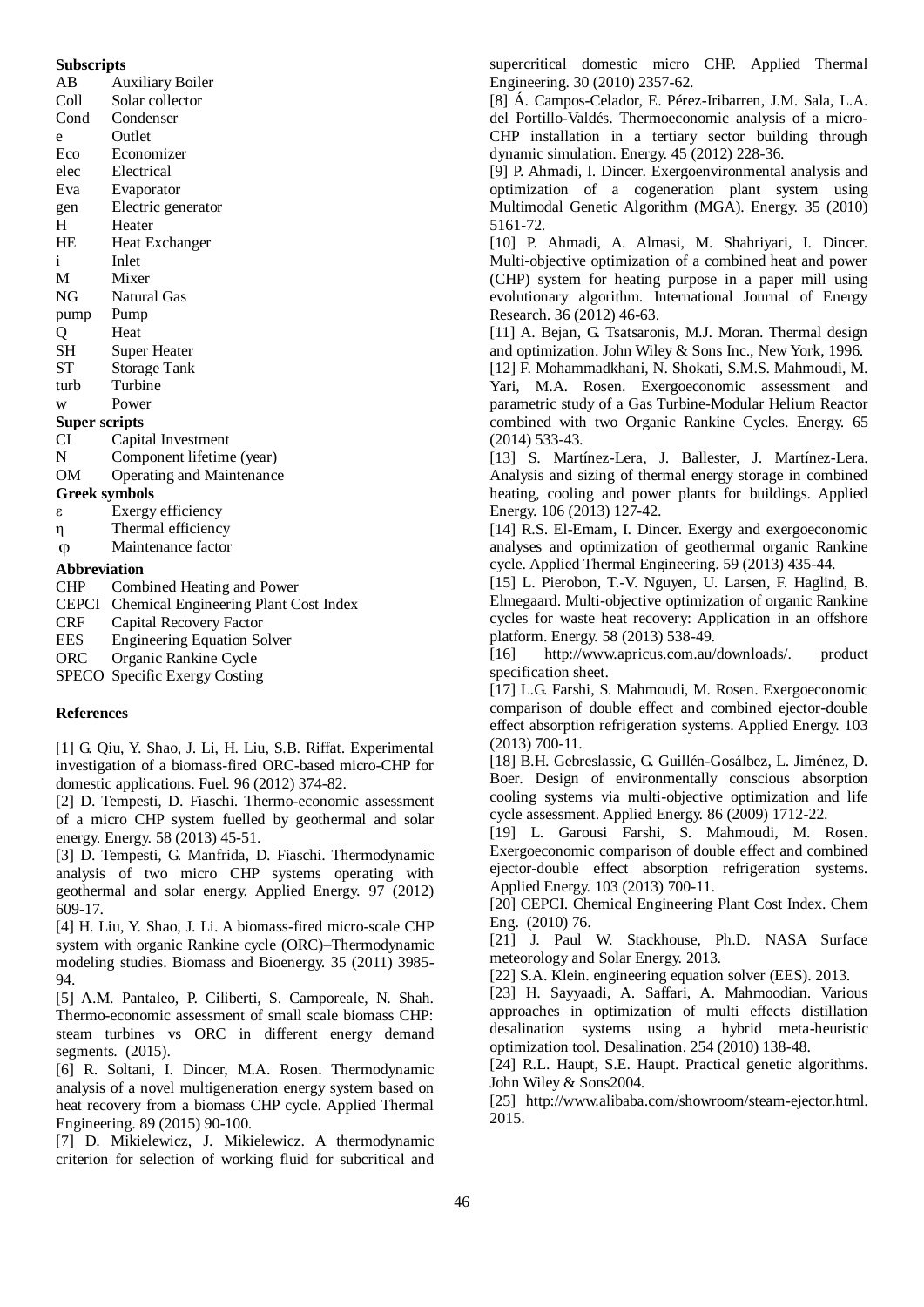**Subscripts**

| | |
|---|---|
| AB | Auxiliary Boiler |
| Coll | Solar collector |
| Cond | Condenser |
| e | Outlet |
| Eco | Economizer |
| elec | Electrical |
| Eva | Evaporator |
| gen | Electric generator |
| H | Heater |
| HE | Heat Exchanger |
| i | Inlet |
| M | Mixer |
| NG | Natural Gas |
| pump | Pump |
| Q | Heat |
| SH | Super Heater |
| ST | Storage Tank |
| turb | Turbine |
| w | Power |

**Super scripts**

| | |
|---|---|
| CI | Capital Investment |
| N | Component lifetime (year) |
| OM | Operating and Maintenance |

**Greek symbols**

| | |
|---|---|
| $\varepsilon$ | Exergy efficiency |
| $\eta$ | Thermal efficiency |
| $\varphi$ | Maintenance factor |

**Abbreviation**

| | |
|---|---|
| CHP | Combined Heating and Power |
| CEPCI | Chemical Engineering Plant Cost Index |
| CRF | Capital Recovery Factor |
| EES | Engineering Equation Solver |
| ORC | Organic Rankine Cycle |
| SPECO | Specific Exergy Costing |

**References**

[1] G. Qiu, Y. Shao, J. Li, H. Liu, S.B. Riffat. Experimental investigation of a biomass-fired ORC-based micro-CHP for domestic applications. Fuel. 96 (2012) 374-82.

[2] D. Tempesti, D. Fiaschi. Thermo-economic assessment of a micro CHP system fuelled by geothermal and solar energy. Energy. 58 (2013) 45-51.

[3] D. Tempesti, G. Manfrida, D. Fiaschi. Thermodynamic analysis of two micro CHP systems operating with geothermal and solar energy. Applied Energy. 97 (2012) 609-17.

[4] H. Liu, Y. Shao, J. Li. A biomass-fired micro-scale CHP system with organic Rankine cycle (ORC)–Thermodynamic modeling studies. Biomass and Bioenergy. 35 (2011) 3985-94.

[5] A.M. Pantaleo, P. Ciliberti, S. Camporeale, N. Shah. Thermo-economic assessment of small scale biomass CHP: steam turbines vs ORC in different energy demand segments. (2015).

[6] R. Soltani, I. Dincer, M.A. Rosen. Thermodynamic analysis of a novel multigeneration energy system based on heat recovery from a biomass CHP cycle. Applied Thermal Engineering. 89 (2015) 90-100.

[7] D. Mikielewicz, J. Mikielewicz. A thermodynamic criterion for selection of working fluid for subcritical and supercritical domestic micro CHP. Applied Thermal Engineering. 30 (2010) 2357-62.

[8] Á. Campos-Celador, E. Pérez-Iribarren, J.M. Sala, L.A. del Portillo-Valdés. Thermoeconomic analysis of a micro-CHP installation in a tertiary sector building through dynamic simulation. Energy. 45 (2012) 228-36.

[9] P. Ahmadi, I. Dincer. Exergoenvironmental analysis and optimization of a cogeneration plant system using Multimodal Genetic Algorithm (MGA). Energy. 35 (2010) 5161-72.

[10] P. Ahmadi, A. Almasi, M. Shahriyari, I. Dincer. Multi-objective optimization of a combined heat and power (CHP) system for heating purpose in a paper mill using evolutionary algorithm. International Journal of Energy Research. 36 (2012) 46-63.

[11] A. Bejan, G. Tsatsaronis, M.J. Moran. Thermal design and optimization. John Wiley & Sons Inc., New York, 1996.

[12] F. Mohammadkhani, N. Shokati, S.M.S. Mahmoudi, M. Yari, M.A. Rosen. Exergoeconomic assessment and parametric study of a Gas Turbine-Modular Helium Reactor combined with two Organic Rankine Cycles. Energy. 65 (2014) 533-43.

[13] S. Martínez-Lera, J. Ballester, J. Martínez-Lera. Analysis and sizing of thermal energy storage in combined heating, cooling and power plants for buildings. Applied Energy. 106 (2013) 127-42.

[14] R.S. El-Emam, I. Dincer. Exergy and exergoeconomic analyses and optimization of geothermal organic Rankine cycle. Applied Thermal Engineering. 59 (2013) 435-44.

[15] L. Pierobon, T.-V. Nguyen, U. Larsen, F. Haglind, B. Elmegaard. Multi-objective optimization of organic Rankine cycles for waste heat recovery: Application in an offshore platform. Energy. 58 (2013) 538-49.

[16] http://www.apricus.com.au/downloads/. product specification sheet.

[17] L.G. Farshi, S. Mahmoudi, M. Rosen. Exergoeconomic comparison of double effect and combined ejector-double effect absorption refrigeration systems. Applied Energy. 103 (2013) 700-11.

[18] B.H. Gebreslassie, G. Guillén-Gosálbez, L. Jiménez, D. Boer. Design of environmentally conscious absorption cooling systems via multi-objective optimization and life cycle assessment. Applied Energy. 86 (2009) 1712-22.

[19] L. Garousi Farshi, S. Mahmoudi, M. Rosen. Exergoeconomic comparison of double effect and combined ejector-double effect absorption refrigeration systems. Applied Energy. 103 (2013) 700-11.

[20] CEPCI. Chemical Engineering Plant Cost Index. Chem Eng. (2010) 76.

[21] J. Paul W. Stackhouse, Ph.D. NASA Surface meteorology and Solar Energy. 2013.

[22] S.A. Klein. engineering equation solver (EES). 2013.

[23] H. Sayyaadi, A. Saffari, A. Mahmoodian. Various approaches in optimization of multi effects distillation desalination systems using a hybrid meta-heuristic optimization tool. Desalination. 254 (2010) 138-48.

[24] R.L. Haupt, S.E. Haupt. Practical genetic algorithms. John Wiley & Sons2004.

[25] http://www.alibaba.com/showroom/steam-ejector.html. 2015.